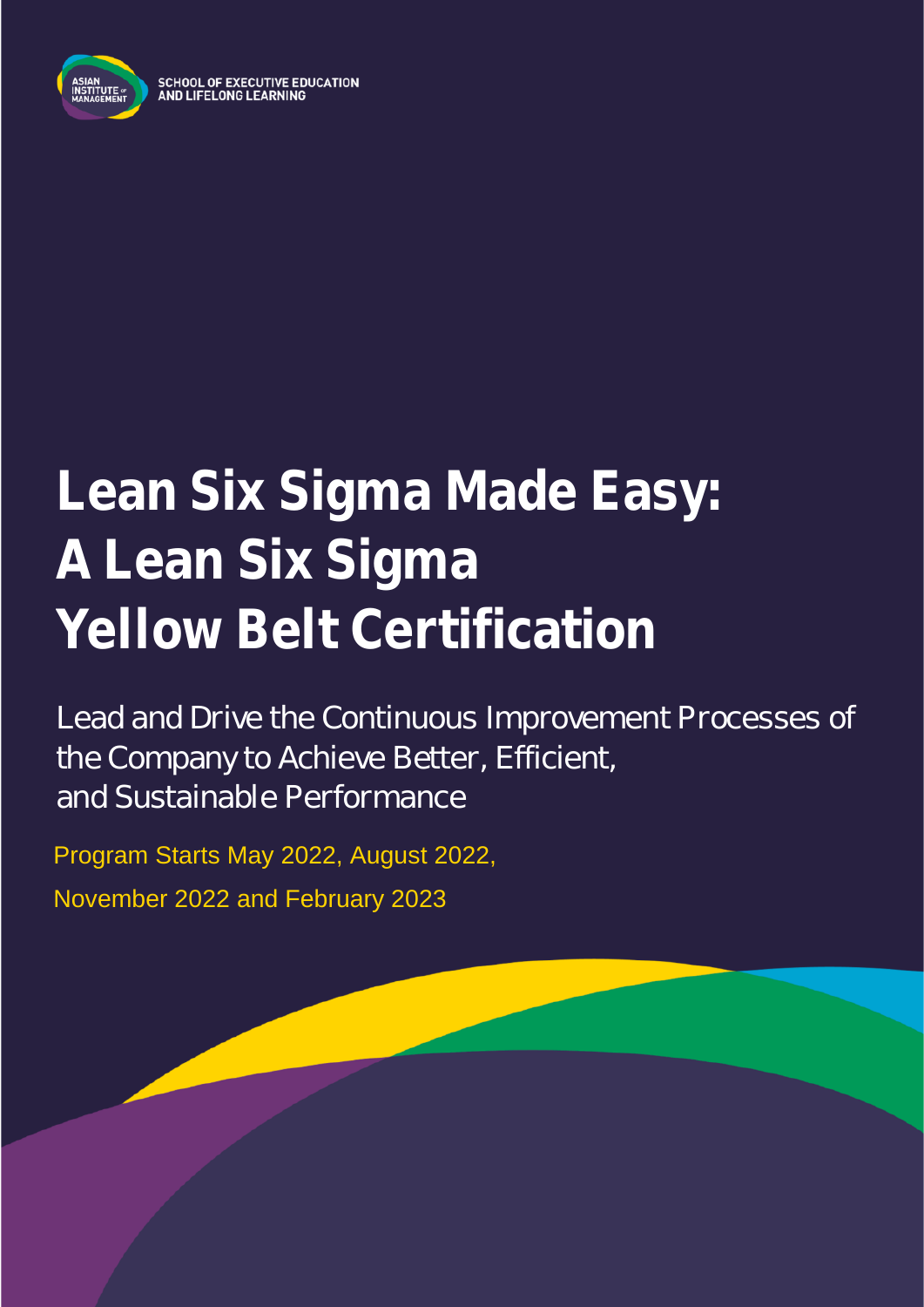ASIAN INSTITUTE OF MANAGEMENT

SCHOOL OF EXECUTIVE EDUCATION AND LIFELONG LEARNING

# Lean Six Sigma Made Easy: A Lean Six Sigma Yellow Belt Certification

Lead and Drive the Continuous Improvement Processes of the Company to Achieve Better, Efficient, and Sustainable Performance

Program Starts May 2022, August 2022, November 2022 and February 2023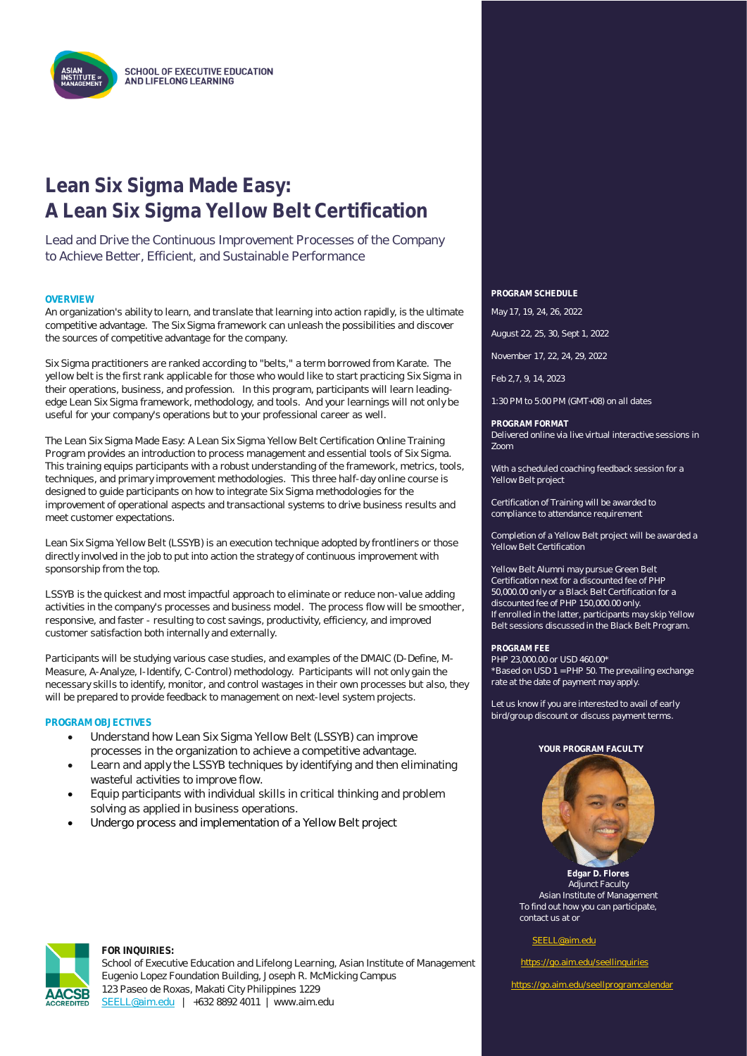SCHOOL OF EXECUTIVE EDUCATION AND LIFELONG LEARNING

# Lean Six Sigma Made Easy: A Lean Six Sigma Yellow Belt Certification

Lead and Drive the Continuous Improvement Processes of the Company to Achieve Better, Efficient, and Sustainable Performance

## OVERVIEW

An organization's ability to learn, and translate that learning into action rapidly, is the ultimate competitive advantage. The Six Sigma framework can unleash the possibilities and discover the sources of competitive advantage for the company.

Six Sigma practitioners are ranked according to "belts," a term borrowed from Karate. The yellow belt is the first rank applicable for those who would like to start practicing Six Sigma in their operations, business, and profession. In this program, participants will learn leading-edge Lean Six Sigma framework, methodology, and tools. And your learnings will not only be useful for your company's operations but to your professional career as well.

The Lean Six Sigma Made Easy: A Lean Six Sigma Yellow Belt Certification Online Training Program provides an introduction to process management and essential tools of Six Sigma. This training equips participants with a robust understanding of the framework, metrics, tools, techniques, and primary improvement methodologies. This three half-day online course is designed to guide participants on how to integrate Six Sigma methodologies for the improvement of operational aspects and transactional systems to drive business results and meet customer expectations.

Lean Six Sigma Yellow Belt (LSSYB) is an execution technique adopted by frontliners or those directly involved in the job to put into action the strategy of continuous improvement with sponsorship from the top.

LSSYB is the quickest and most impactful approach to eliminate or reduce non-value adding activities in the company's processes and business model. The process flow will be smoother, responsive, and faster - resulting to cost savings, productivity, efficiency, and improved customer satisfaction both internally and externally.

Participants will be studying various case studies, and examples of the DMAIC (D-Define, M-Measure, A-Analyze, I-Identify, C-Control) methodology. Participants will not only gain the necessary skills to identify, monitor, and control wastages in their own processes but also, they will be prepared to provide feedback to management on next-level system projects.

## PROGRAM OBJECTIVES

- Understand how Lean Six Sigma Yellow Belt (LSSYB) can improve processes in the organization to achieve a competitive advantage.
- Learn and apply the LSSYB techniques by identifying and then eliminating wasteful activities to improve flow.
- Equip participants with individual skills in critical thinking and problem solving as applied in business operations.
- Undergo process and implementation of a Yellow Belt project

## PROGRAM SCHEDULE

May 17, 19, 24, 26, 2022

August 22, 25, 30, Sept 1, 2022

November 17, 22, 24, 29, 2022

Feb 2,7, 9, 14, 2023

1:30 PM to 5:00 PM (GMT+08) on all dates

## PROGRAM FORMAT

Delivered online via live virtual interactive sessions in Zoom

With a scheduled coaching feedback session for a Yellow Belt project

Certification of Training will be awarded to compliance to attendance requirement

Completion of a Yellow Belt project will be awarded a Yellow Belt Certification

Yellow Belt Alumni may pursue Green Belt Certification next for a discounted fee of PHP 50,000.00 only or a Black Belt Certification for a discounted fee of PHP 150,000.00 only.
If enrolled in the latter, participants may skip Yellow Belt sessions discussed in the Black Belt Program.

## PROGRAM FEE

PHP 23,000.00 or USD 460.00*
*Based on USD 1 = PHP 50. The prevailing exchange rate at the date of payment may apply.

Let us know if you are interested to avail of early bird/group discount or discuss payment terms.

## YOUR PROGRAM FACULTY

**Edgar D. Flores**
Adjunct Faculty
Asian Institute of Management

To find out how you can participate, contact us at or

SEELL@aim.edu

https://go.aim.edu/seellinquiries

https://go.aim.edu/seellprogramcalendar

**FOR INQUIRIES:**
School of Executive Education and Lifelong Learning, Asian Institute of Management
Eugenio Lopez Foundation Building, Joseph R. McMicking Campus
123 Paseo de Roxas, Makati City Philippines 1229
SEELL@aim.edu | +632 8892 4011 | www.aim.edu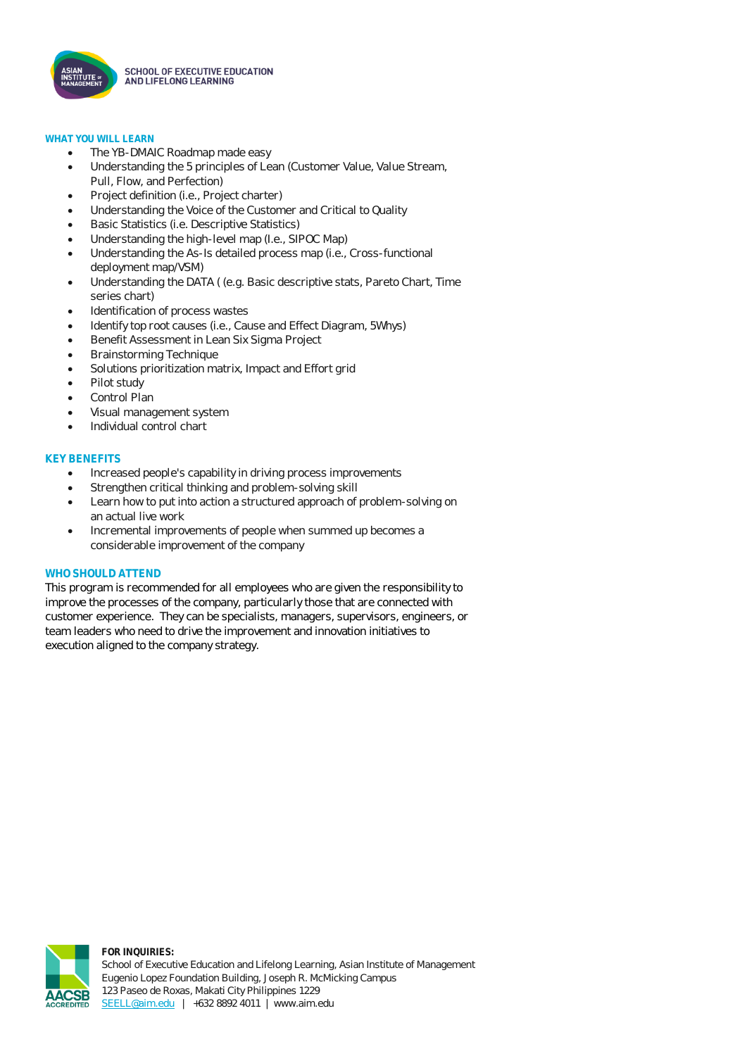## WHAT YOU WILL LEARN

- The YB-DMAIC Roadmap made easy
- Understanding the 5 principles of Lean (Customer Value, Value Stream, Pull, Flow, and Perfection)
- Project definition (i.e., Project charter)
- Understanding the Voice of the Customer and Critical to Quality
- Basic Statistics (i.e. Descriptive Statistics)
- Understanding the high-level map (I.e., SIPOC Map)
- Understanding the As-Is detailed process map (i.e., Cross-functional deployment map/VSM)
- Understanding the DATA ( (e.g. Basic descriptive stats, Pareto Chart, Time series chart)
- Identification of process wastes
- Identify top root causes (i.e., Cause and Effect Diagram, 5Whys)
- Benefit Assessment in Lean Six Sigma Project
- Brainstorming Technique
- Solutions prioritization matrix, Impact and Effort grid
- Pilot study
- Control Plan
- Visual management system
- Individual control chart

## KEY BENEFITS

- Increased people's capability in driving process improvements
- Strengthen critical thinking and problem-solving skill
- Learn how to put into action a structured approach of problem-solving on an actual live work
- Incremental improvements of people when summed up becomes a considerable improvement of the company

## WHO SHOULD ATTEND

This program is recommended for all employees who are given the responsibility to improve the processes of the company, particularly those that are connected with customer experience. They can be specialists, managers, supervisors, engineers, or team leaders who need to drive the improvement and innovation initiatives to execution aligned to the company strategy.

**FOR INQUIRIES:**
School of Executive Education and Lifelong Learning, Asian Institute of Management
Eugenio Lopez Foundation Building, Joseph R. McMicking Campus
123 Paseo de Roxas, Makati City Philippines 1229
SEELL@aim.edu | +632 8892 4011 | www.aim.edu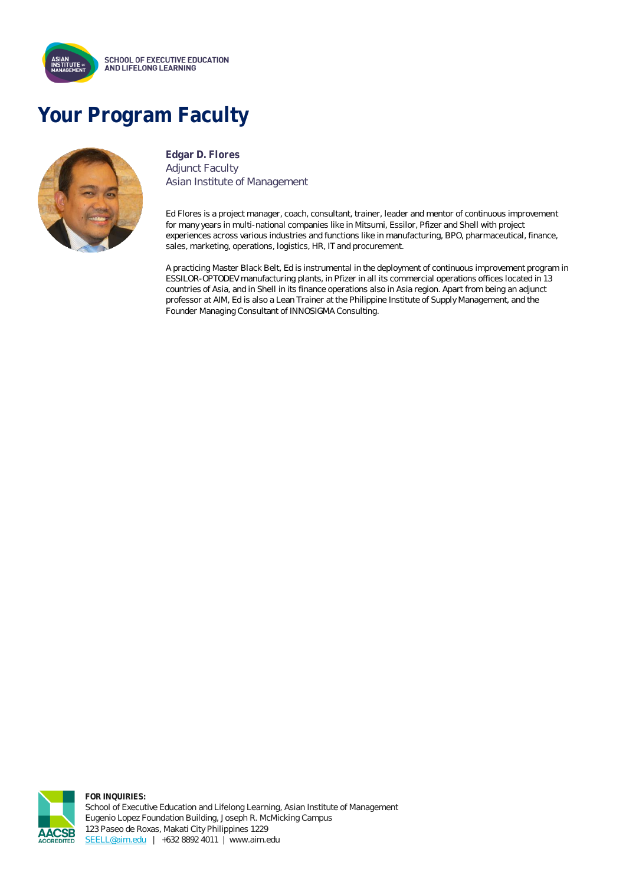# Your Program Faculty

**Edgar D. Flores**
Adjunct Faculty
Asian Institute of Management

Ed Flores is a project manager, coach, consultant, trainer, leader and mentor of continuous improvement for many years in multi-national companies like in Mitsumi, Essilor, Pfizer and Shell with project experiences across various industries and functions like in manufacturing, BPO, pharmaceutical, finance, sales, marketing, operations, logistics, HR, IT and procurement.

A practicing Master Black Belt, Ed is instrumental in the deployment of continuous improvement program in ESSILOR-OPTODEV manufacturing plants, in Pfizer in all its commercial operations offices located in 13 countries of Asia, and in Shell in its finance operations also in Asia region. Apart from being an adjunct professor at AIM, Ed is also a Lean Trainer at the Philippine Institute of Supply Management, and the Founder Managing Consultant of INNOSIGMA Consulting.

**FOR INQUIRIES:**
School of Executive Education and Lifelong Learning, Asian Institute of Management
Eugenio Lopez Foundation Building, Joseph R. McMicking Campus
123 Paseo de Roxas, Makati City Philippines 1229
SEELL@aim.edu | +632 8892 4011 | www.aim.edu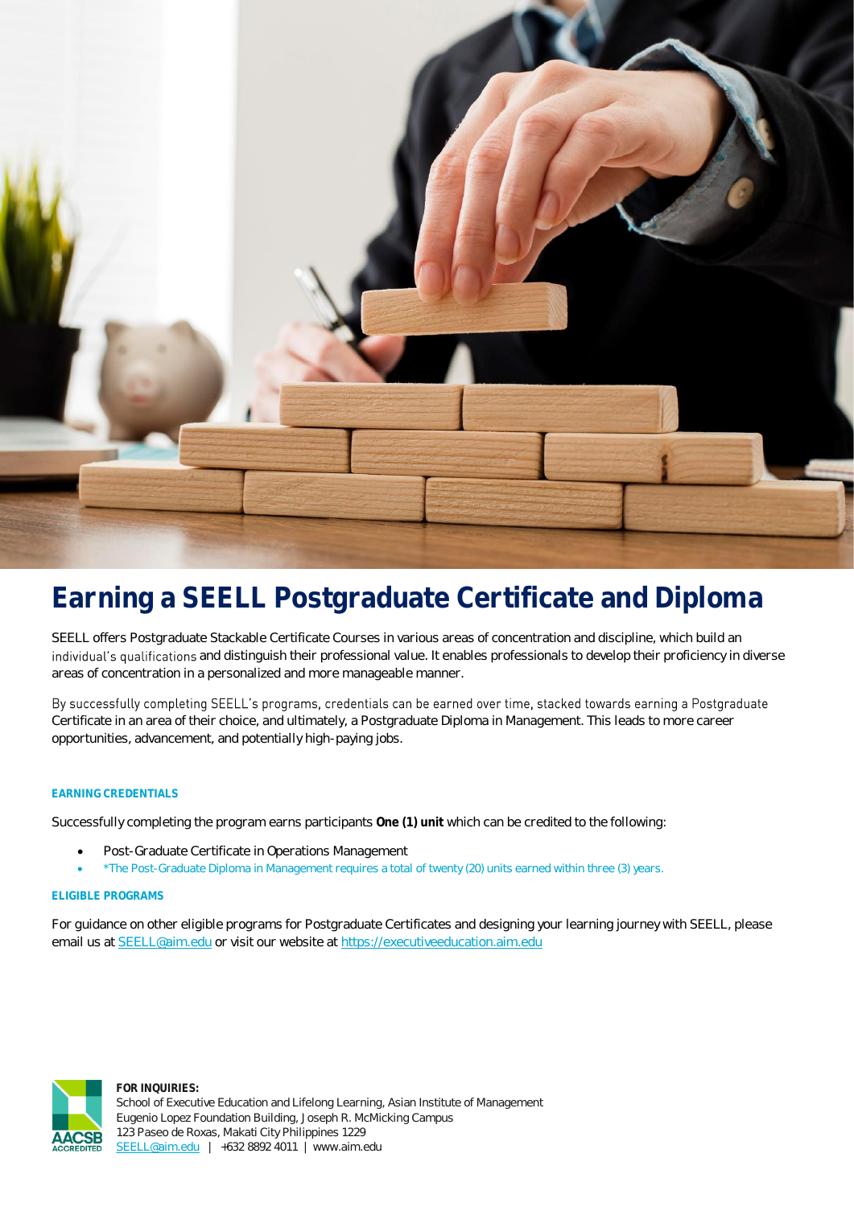# Earning a SEELL Postgraduate Certificate and Diploma

SEELL offers Postgraduate Stackable Certificate Courses in various areas of concentration and discipline, which build an individual's qualifications and distinguish their professional value. It enables professionals to develop their proficiency in diverse areas of concentration in a personalized and more manageable manner.

By successfully completing SEELL's programs, credentials can be earned over time, stacked towards earning a Postgraduate Certificate in an area of their choice, and ultimately, a Postgraduate Diploma in Management. This leads to more career opportunities, advancement, and potentially high-paying jobs.

**EARNING CREDENTIALS**

Successfully completing the program earns participants **One (1) unit** which can be credited to the following:

- Post-Graduate Certificate in Operations Management
- *The Post-Graduate Diploma in Management requires a total of twenty (20) units earned within three (3) years.

**ELIGIBLE PROGRAMS**

For guidance on other eligible programs for Postgraduate Certificates and designing your learning journey with SEELL, please email us at SEELL@aim.edu or visit our website at https://executiveeducation.aim.edu

**FOR INQUIRIES:**
School of Executive Education and Lifelong Learning, Asian Institute of Management
Eugenio Lopez Foundation Building, Joseph R. McMicking Campus
123 Paseo de Roxas, Makati City Philippines 1229
SEELL@aim.edu | +632 8892 4011 | www.aim.edu